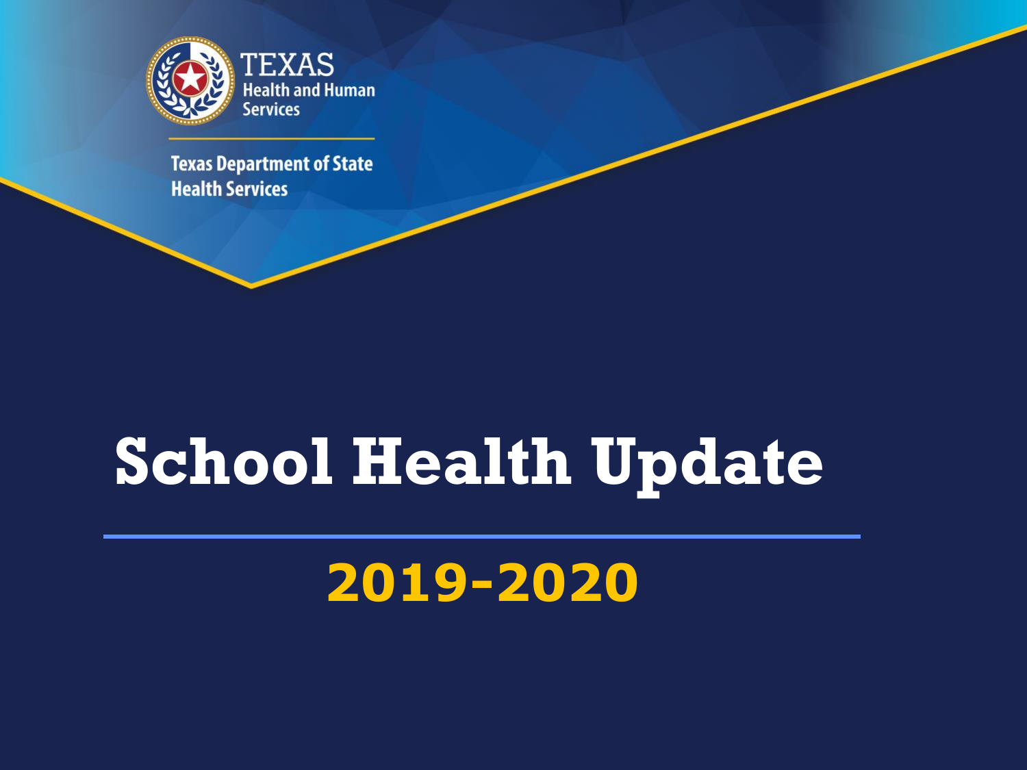TEXAS
Health and Human Services

Texas Department of State Health Services

# School Health Update

## 2019-2020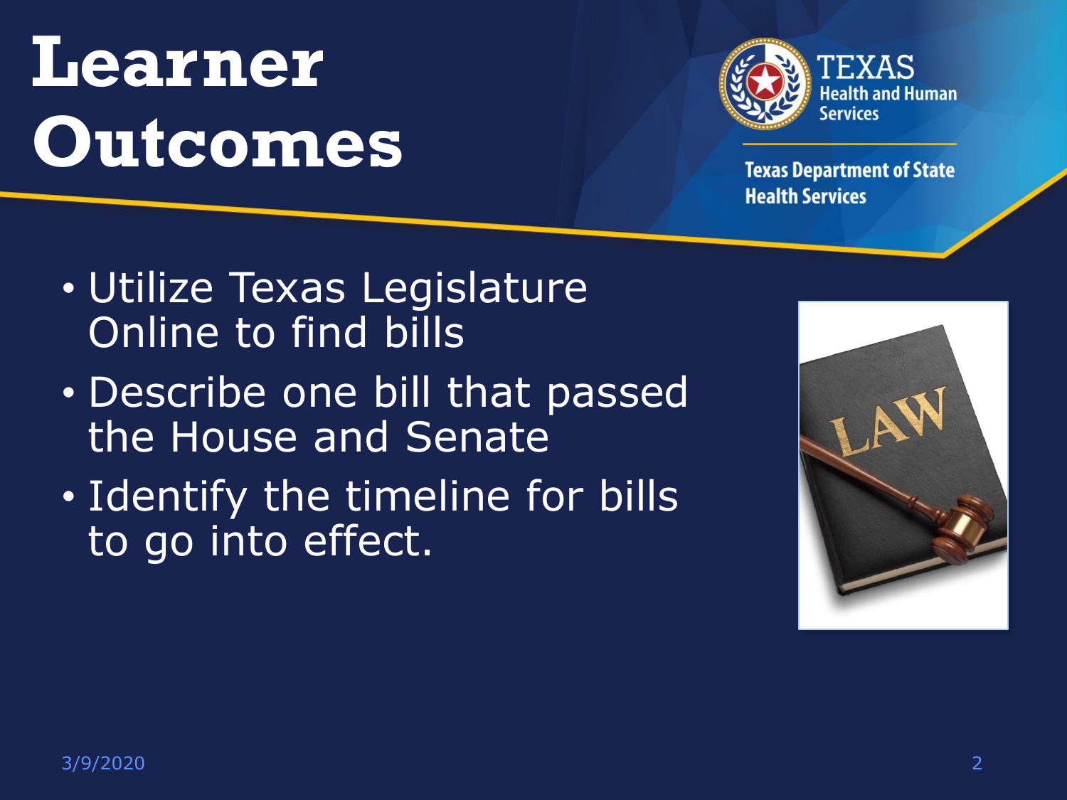# Learner Outcomes

- Utilize Texas Legislature Online to find bills
- Describe one bill that passed the House and Senate
- Identify the timeline for bills to go into effect.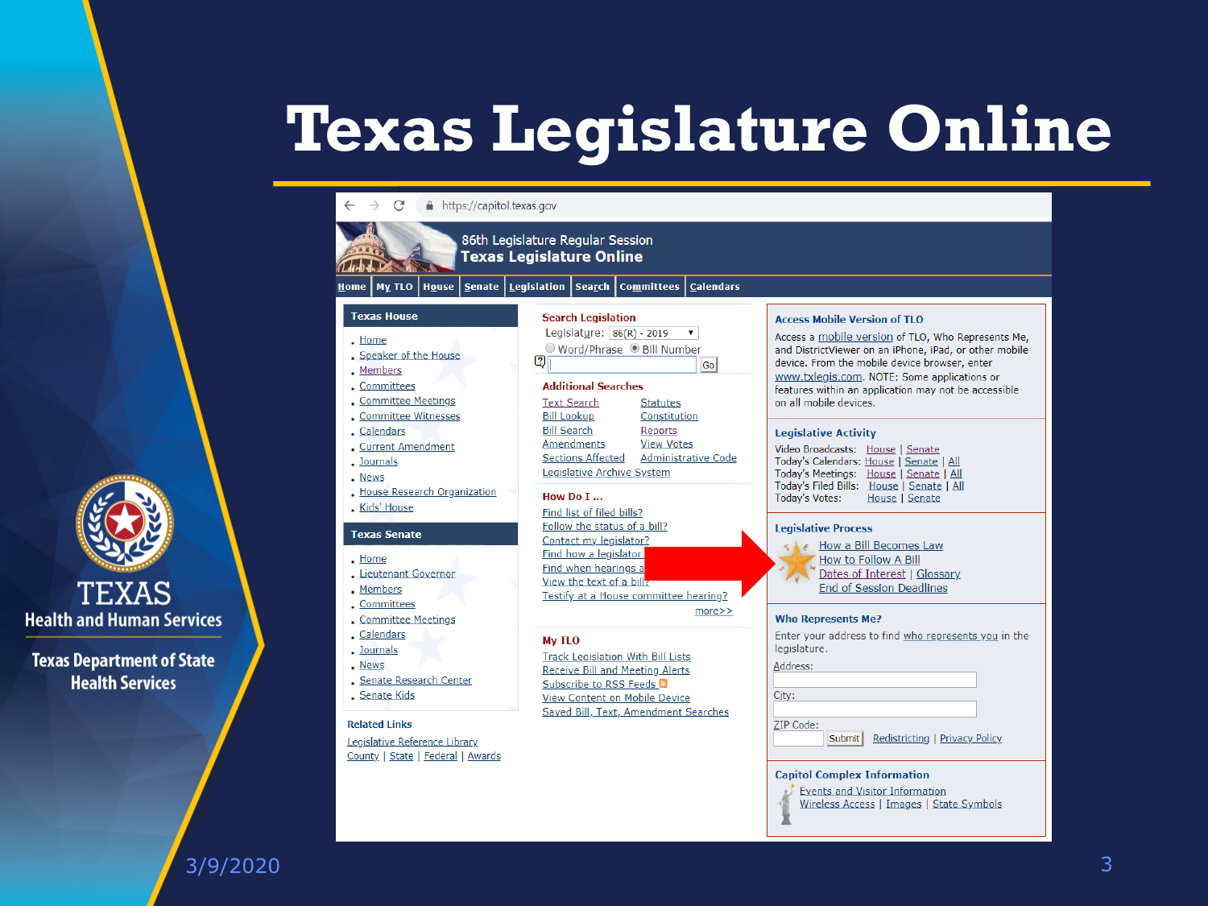# Texas Legislature Online

https://capitol.texas.gov

86th Legislature Regular Session
**Texas Legislature Online**

Home | My TLO | House | Senate | Legislation | Search | Committees | Calendars

### Texas House

- Home
- Speaker of the House
- Members
- Committees
- Committee Meetings
- Committee Witnesses
- Calendars
- Current Amendment
- Journals
- News
- House Research Organization
- Kids' House

### Texas Senate

- Home
- Lieutenant Governor
- Members
- Committees
- Committee Meetings
- Calendars
- Journals
- News
- Senate Research Center
- Senate Kids

### Related Links

Legislative Reference Library
County | State | Federal | Awards

### Search Legislation

Legislature: 86(R) - 2019
Word/Phrase   Bill Number
Go

### Additional Searches

| | |
|---|---|
| Text Search | Statutes |
| Bill Lookup | Constitution |
| Bill Search | Reports |
| Amendments | View Votes |
| Sections Affected | Administrative Code |

Legislative Archive System

### How Do I ...

- Find list of filed bills?
- Follow the status of a bill?
- Contact my legislator?
- Find how a legislator
- Find when hearings a
- View the text of a bill?
- Testify at a House committee hearing?

more>>

### My TLO

- Track Legislation With Bill Lists
- Receive Bill and Meeting Alerts
- Subscribe to RSS Feeds
- View Content on Mobile Device
- Saved Bill, Text, Amendment Searches

### Access Mobile Version of TLO

Access a mobile version of TLO, Who Represents Me, and DistrictViewer on an iPhone, iPad, or other mobile device. From the mobile device browser, enter www.txlegis.com. NOTE: Some applications or features within an application may not be accessible on all mobile devices.

### Legislative Activity

Video Broadcasts: House | Senate
Today's Calendars: House | Senate | All
Today's Meetings: House | Senate | All
Today's Filed Bills: House | Senate | All
Today's Votes: House | Senate

### Legislative Process

How a Bill Becomes Law
How to Follow A Bill
Dates of Interest | Glossary
End of Session Deadlines

### Who Represents Me?

Enter your address to find who represents you in the legislature.

Address:
City:
ZIP Code:
Submit | Redistricting | Privacy Policy

### Capitol Complex Information

Events and Visitor Information
Wireless Access | Images | State Symbols

TEXAS Health and Human Services

Texas Department of State Health Services

3/9/2020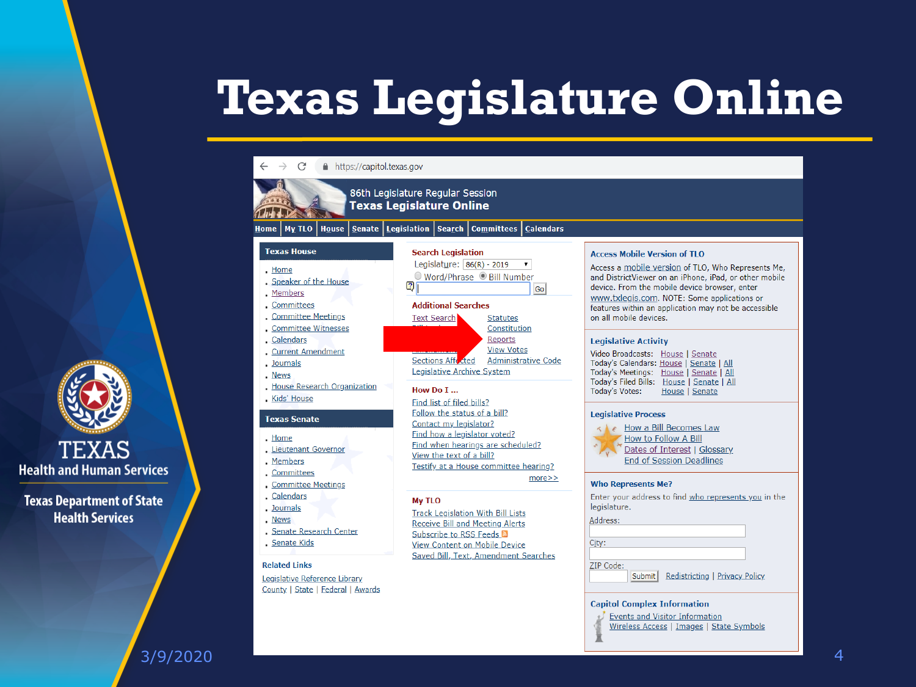# Texas Legislature Online

https://capitol.texas.gov

86th Legislature Regular Session
**Texas Legislature Online**

Home | My TLO | House | Senate | Legislation | Search | Committees | Calendars

**Texas House**

- Home
- Speaker of the House
- Members
- Committees
- Committee Meetings
- Committee Witnesses
- Calendars
- Current Amendment
- Journals
- News
- House Research Organization
- Kids' House

**Texas Senate**

- Home
- Lieutenant Governor
- Members
- Committees
- Committee Meetings
- Calendars
- Journals
- News
- Senate Research Center
- Senate Kids

**Related Links**

Legislative Reference Library
County | State | Federal | Awards

**Search Legislation**

Legislature: 86(R) - 2019
Word/Phrase / Bill Number
Go

**Additional Searches**

Text Search | Statutes
Constitution
Reports
View Votes
Sections Affected | Administrative Code
Legislative Archive System

**How Do I ...**

- Find list of filed bills?
- Follow the status of a bill?
- Contact my legislator?
- Find how a legislator voted?
- Find when hearings are scheduled?
- View the text of a bill?
- Testify at a House committee hearing?

more>>

**My TLO**

- Track Legislation With Bill Lists
- Receive Bill and Meeting Alerts
- Subscribe to RSS Feeds
- View Content on Mobile Device
- Saved Bill, Text, Amendment Searches

**Access Mobile Version of TLO**

Access a mobile version of TLO, Who Represents Me, and DistrictViewer on an iPhone, iPad, or other mobile device. From the mobile device browser, enter www.txlegis.com. NOTE: Some applications or features within an application may not be accessible on all mobile devices.

**Legislative Activity**

Video Broadcasts: House | Senate
Today's Calendars: House | Senate | All
Today's Meetings: House | Senate | All
Today's Filed Bills: House | Senate | All
Today's Votes: House | Senate

**Legislative Process**

- How a Bill Becomes Law
- How to Follow A Bill
- Dates of Interest | Glossary
- End of Session Deadlines

**Who Represents Me?**

Enter your address to find who represents you in the legislature.

Address:
City:
ZIP Code:
Submit | Redistricting | Privacy Policy

**Capitol Complex Information**

Events and Visitor Information
Wireless Access | Images | State Symbols

TEXAS
Health and Human Services

Texas Department of State Health Services

3/9/2020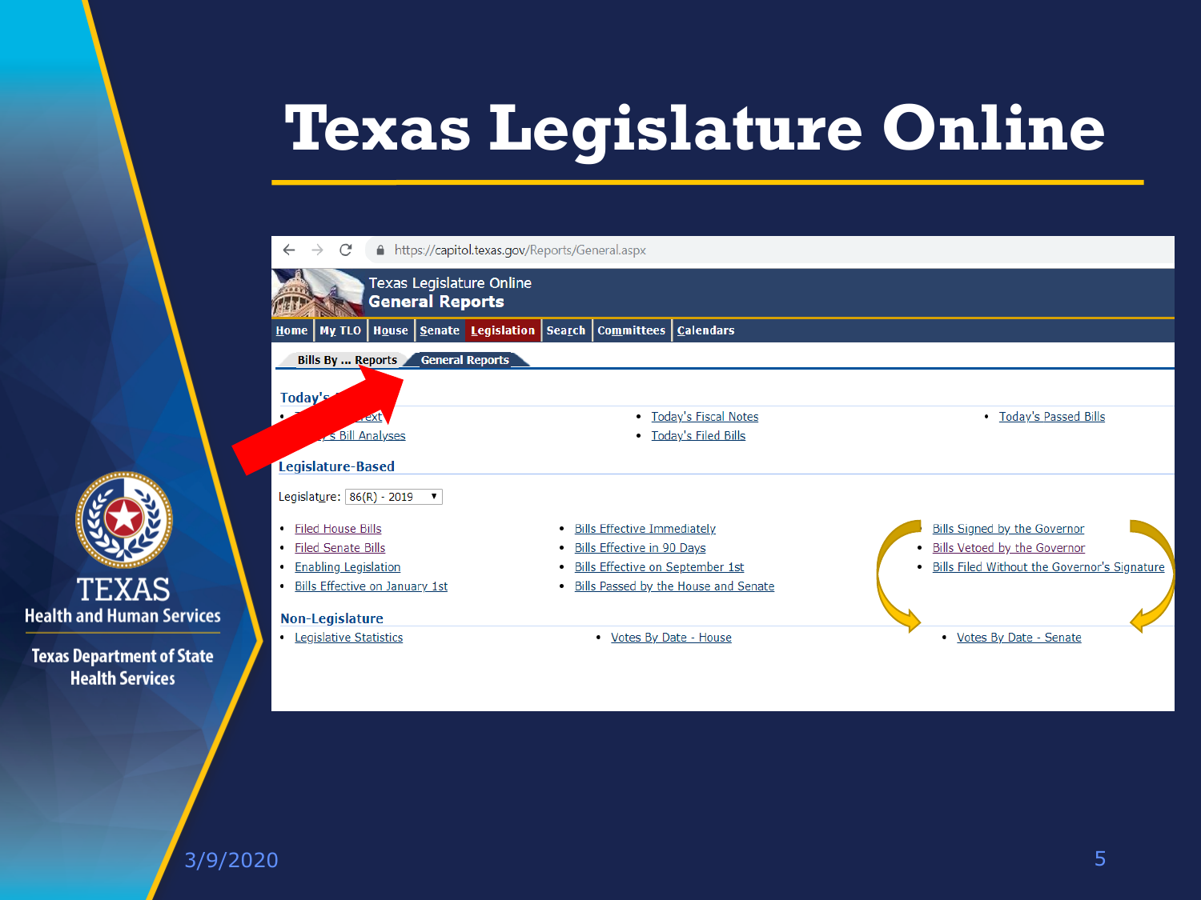# Texas Legislature Online

https://capitol.texas.gov/Reports/General.aspx

Texas Legislature Online

**General Reports**

Home | My TLO | House | Senate | Legislation | Search | Committees | Calendars

Bills By ... Reports | General Reports

### Today's

- Today's Text
- Today's Bill Analyses
- Today's Fiscal Notes
- Today's Filed Bills
- Today's Passed Bills

### Legislature-Based

Legislature: 86(R) - 2019

- Filed House Bills
- Filed Senate Bills
- Enabling Legislation
- Bills Effective on January 1st
- Bills Effective Immediately
- Bills Effective in 90 Days
- Bills Effective on September 1st
- Bills Passed by the House and Senate
- Bills Signed by the Governor
- Bills Vetoed by the Governor
- Bills Filed Without the Governor's Signature

### Non-Legislature

- Legislative Statistics
- Votes By Date - House
- Votes By Date - Senate

TEXAS Health and Human Services

Texas Department of State Health Services

3/9/2020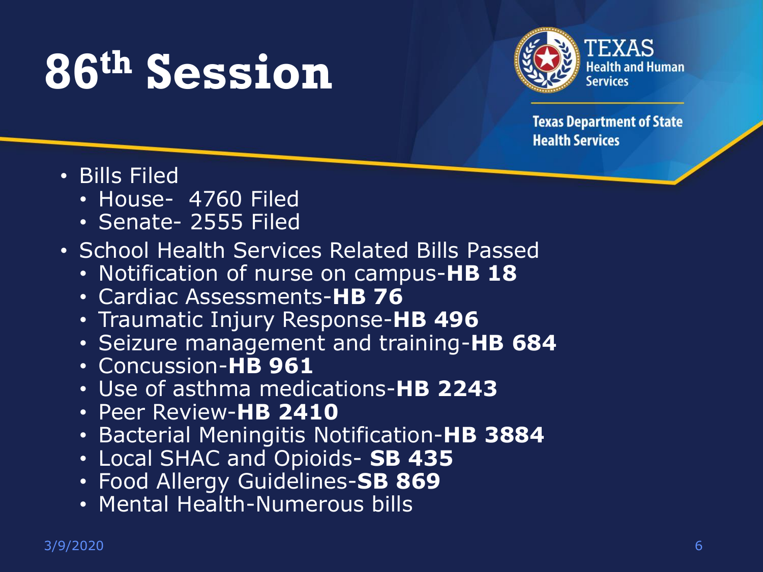# 86th Session

Texas Health and Human Services

Texas Department of State Health Services

- Bills Filed
  - House- 4760 Filed
  - Senate- 2555 Filed
- School Health Services Related Bills Passed
  - Notification of nurse on campus-**HB 18**
  - Cardiac Assessments-**HB 76**
  - Traumatic Injury Response-**HB 496**
  - Seizure management and training-**HB 684**
  - Concussion-**HB 961**
  - Use of asthma medications-**HB 2243**
  - Peer Review-**HB 2410**
  - Bacterial Meningitis Notification-**HB 3884**
  - Local SHAC and Opioids- **SB 435**
  - Food Allergy Guidelines-**SB 869**
  - Mental Health-Numerous bills

3/9/2020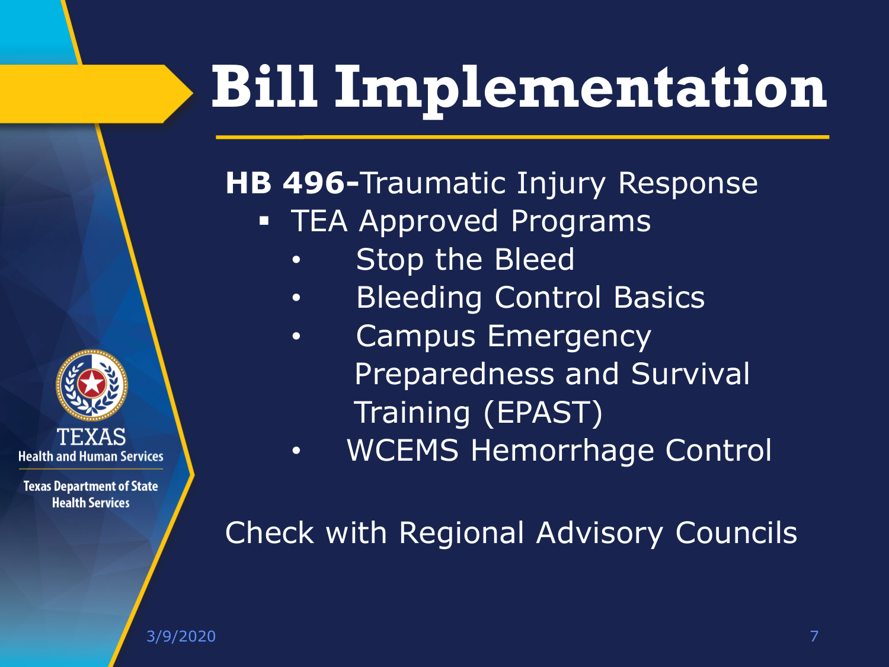# Bill Implementation

**HB 496-**Traumatic Injury Response

- TEA Approved Programs
  - Stop the Bleed
  - Bleeding Control Basics
  - Campus Emergency Preparedness and Survival Training (EPAST)
  - WCEMS Hemorrhage Control

Check with Regional Advisory Councils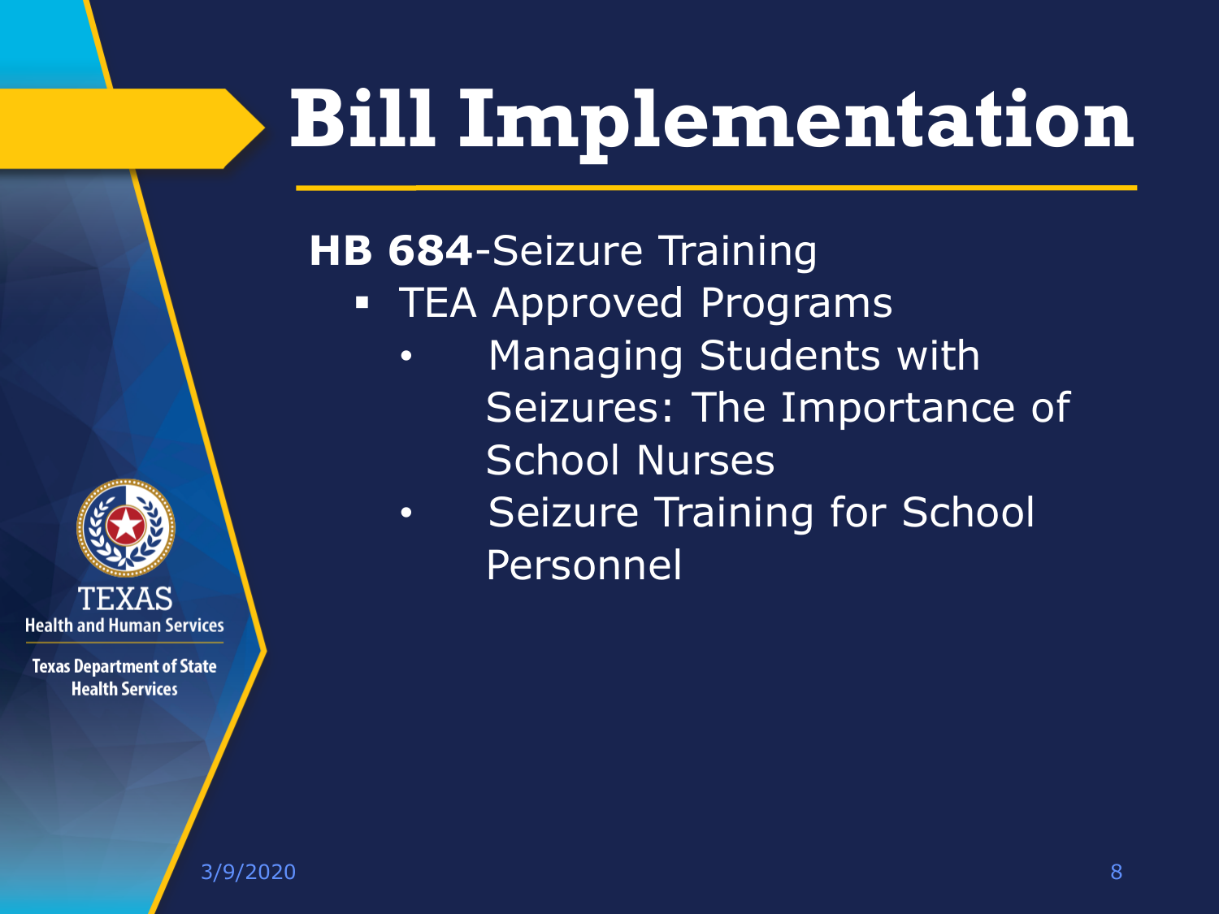# Bill Implementation

**HB 684**-Seizure Training

- TEA Approved Programs
  - Managing Students with Seizures: The Importance of School Nurses
  - Seizure Training for School Personnel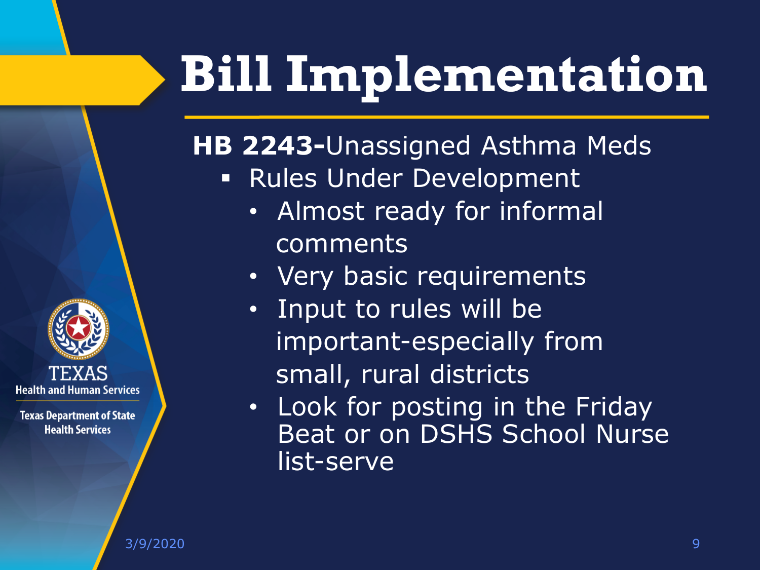# Bill Implementation

**HB 2243-**Unassigned Asthma Meds

- Rules Under Development
  - Almost ready for informal comments
  - Very basic requirements
  - Input to rules will be important-especially from small, rural districts
  - Look for posting in the Friday Beat or on DSHS School Nurse list-serve

TEXAS Health and Human Services

Texas Department of State Health Services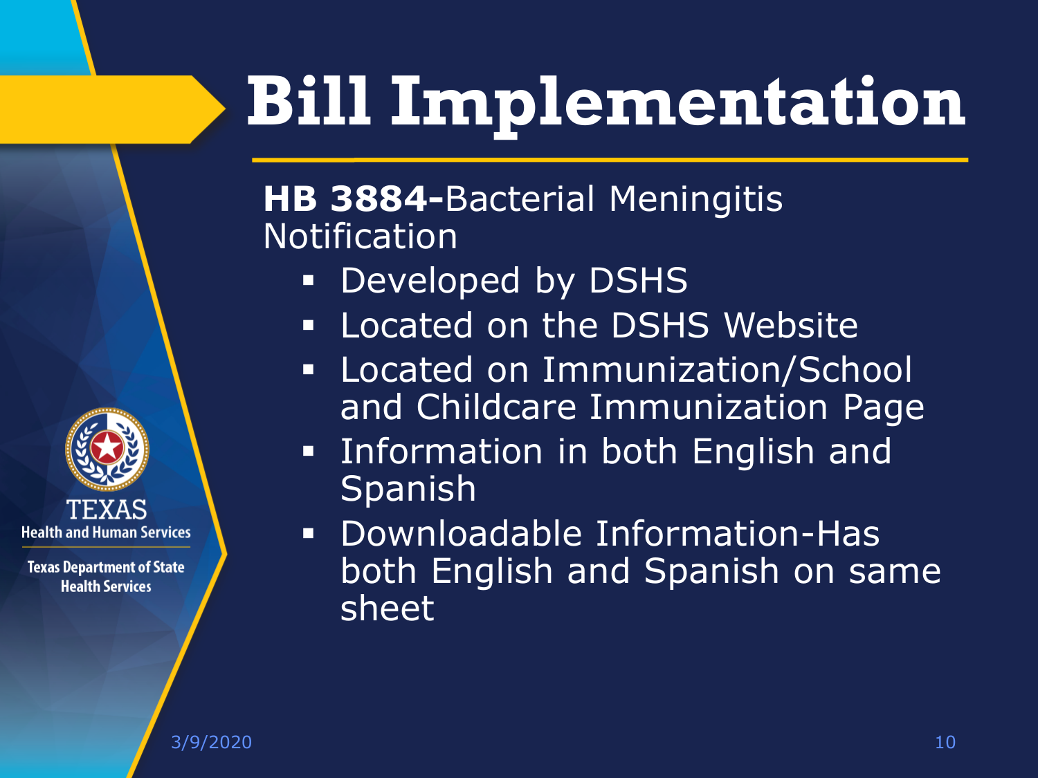# Bill Implementation

**HB 3884-**Bacterial Meningitis Notification

- Developed by DSHS
- Located on the DSHS Website
- Located on Immunization/School and Childcare Immunization Page
- Information in both English and Spanish
- Downloadable Information-Has both English and Spanish on same sheet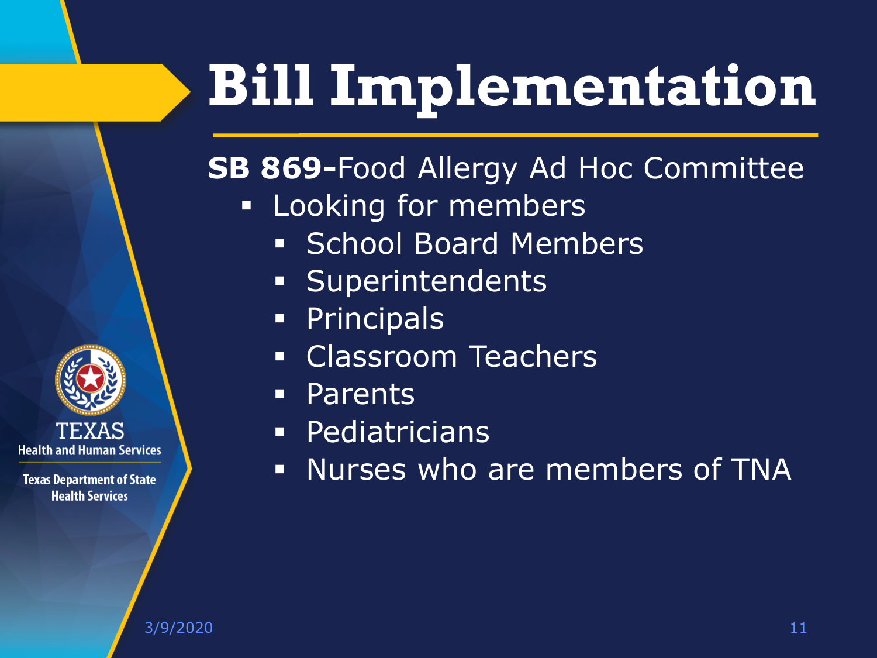# Bill Implementation

**SB 869-**Food Allergy Ad Hoc Committee

- Looking for members
  - School Board Members
  - Superintendents
  - Principals
  - Classroom Teachers
  - Parents
  - Pediatricians
  - Nurses who are members of TNA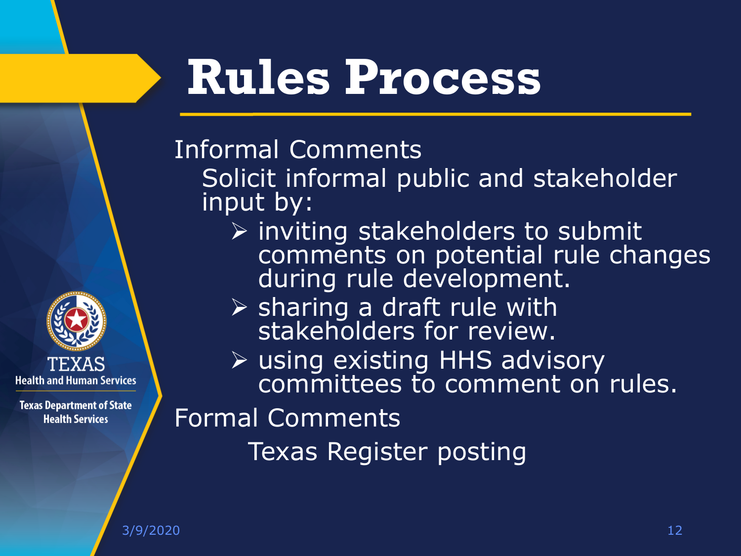# Rules Process

Informal Comments

Solicit informal public and stakeholder input by:

- inviting stakeholders to submit comments on potential rule changes during rule development.
- sharing a draft rule with stakeholders for review.
- using existing HHS advisory committees to comment on rules.

Formal Comments

Texas Register posting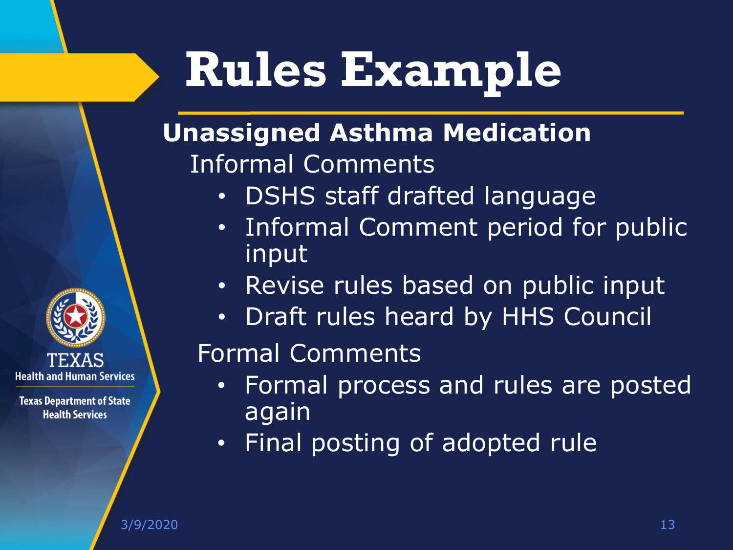# Rules Example

**Unassigned Asthma Medication**

Informal Comments

- DSHS staff drafted language
- Informal Comment period for public input
- Revise rules based on public input
- Draft rules heard by HHS Council

Formal Comments

- Formal process and rules are posted again
- Final posting of adopted rule

TEXAS Health and Human Services

Texas Department of State Health Services

3/9/2020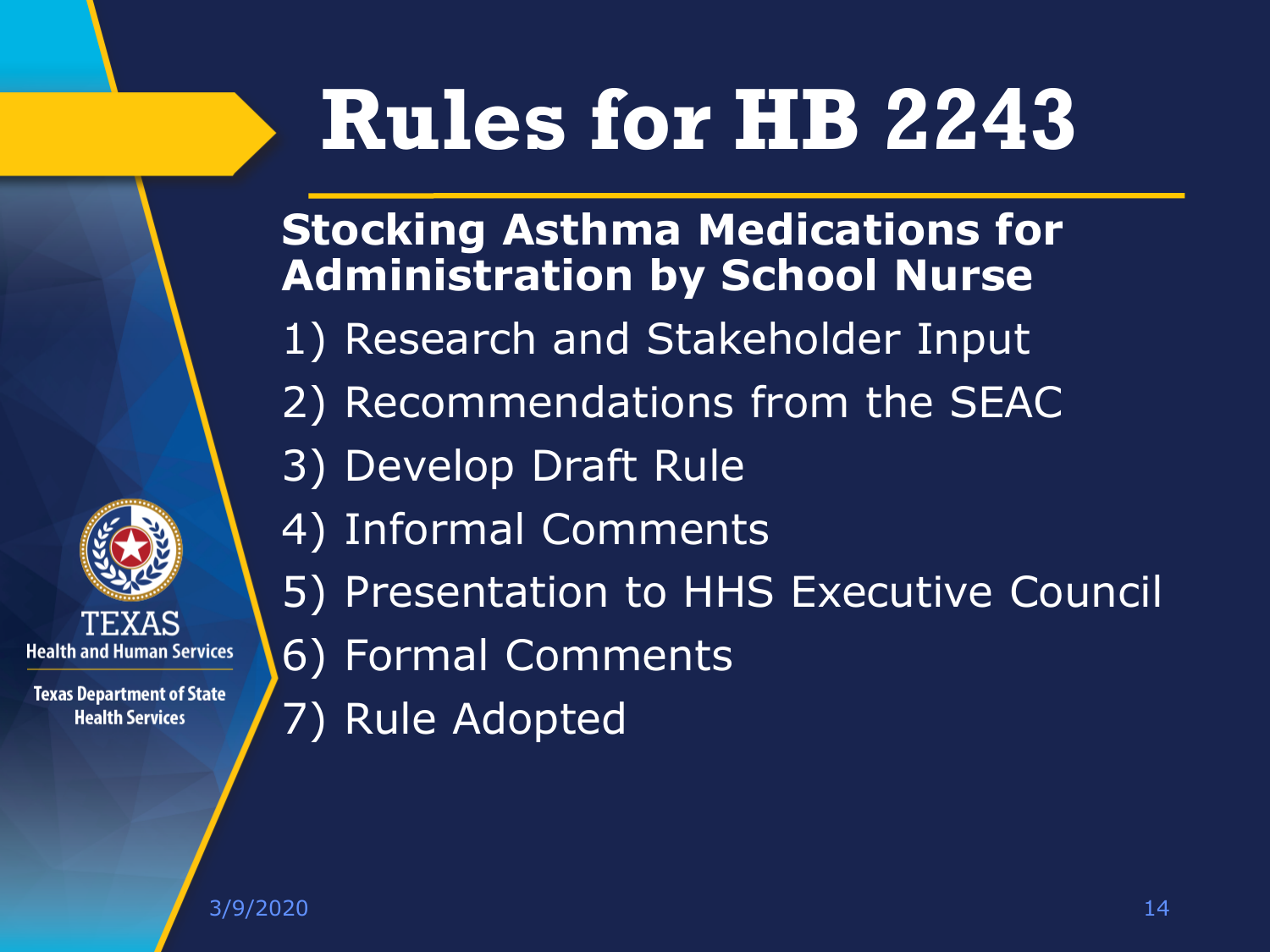# Rules for HB 2243

## Stocking Asthma Medications for Administration by School Nurse

1) Research and Stakeholder Input
2) Recommendations from the SEAC
3) Develop Draft Rule
4) Informal Comments
5) Presentation to HHS Executive Council
6) Formal Comments
7) Rule Adopted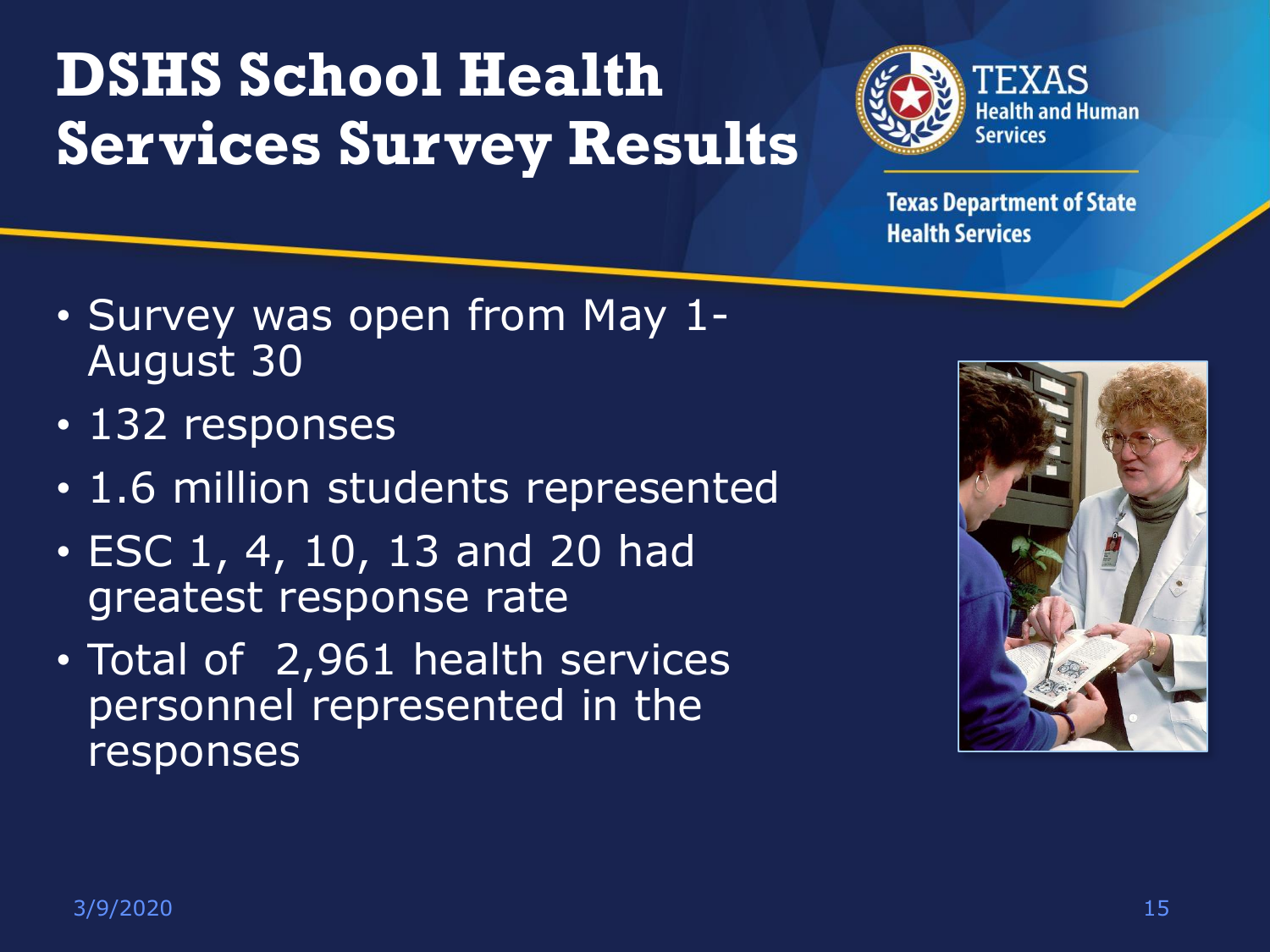# DSHS School Health Services Survey Results

- Survey was open from May 1-August 30
- 132 responses
- 1.6 million students represented
- ESC 1, 4, 10, 13 and 20 had greatest response rate
- Total of 2,961 health services personnel represented in the responses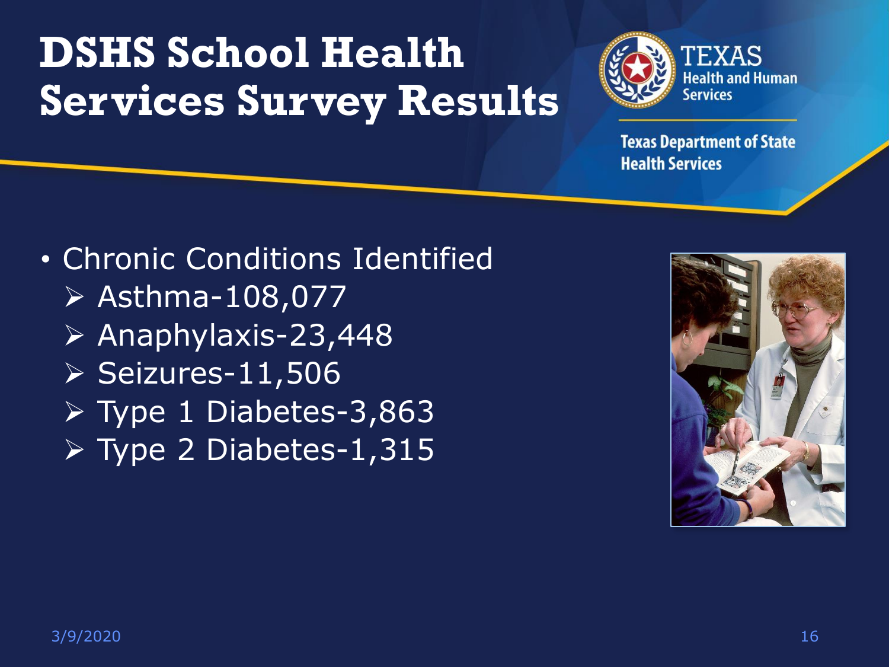# DSHS School Health Services Survey Results

Texas Health and Human Services

Texas Department of State Health Services

- Chronic Conditions Identified
  - Asthma-108,077
  - Anaphylaxis-23,448
  - Seizures-11,506
  - Type 1 Diabetes-3,863
  - Type 2 Diabetes-1,315

3/9/2020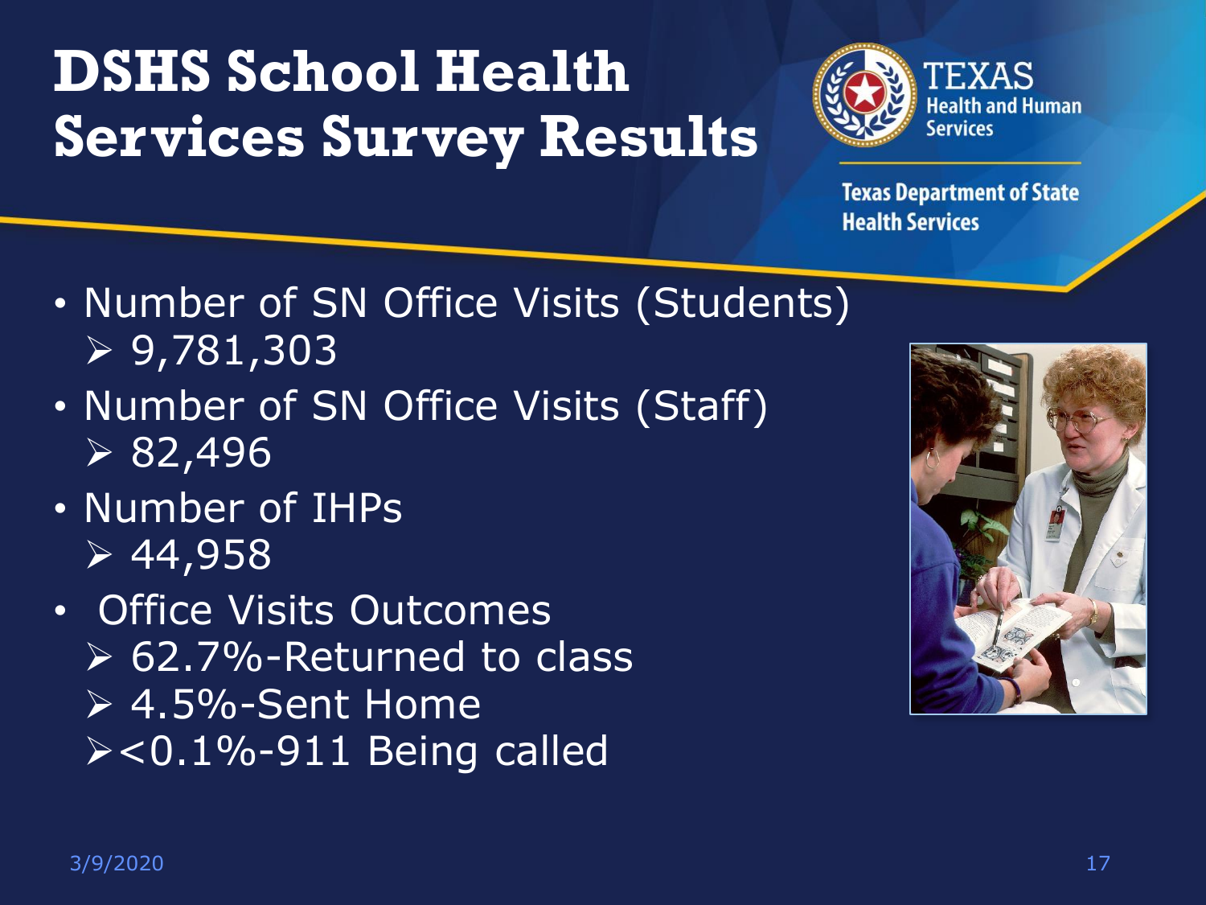# DSHS School Health Services Survey Results

Texas Health and Human Services

Texas Department of State Health Services

- Number of SN Office Visits (Students)
  - 9,781,303
- Number of SN Office Visits (Staff)
  - 82,496
- Number of IHPs
  - 44,958
- Office Visits Outcomes
  - 62.7%-Returned to class
  - 4.5%-Sent Home
  - <0.1%-911 Being called

3/9/2020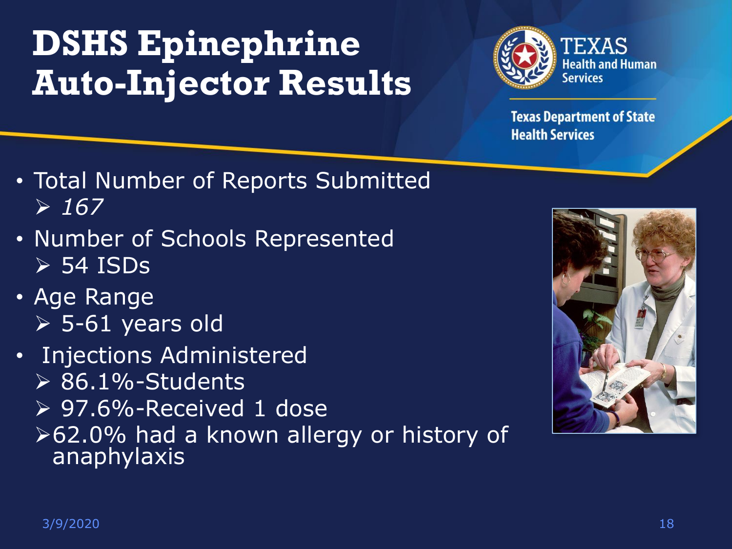# DSHS Epinephrine Auto-Injector Results

Texas Health and Human Services

Texas Department of State Health Services

- Total Number of Reports Submitted
  - *167*
- Number of Schools Represented
  - 54 ISDs
- Age Range
  - 5-61 years old
- Injections Administered
  - 86.1%-Students
  - 97.6%-Received 1 dose
  - 62.0% had a known allergy or history of anaphylaxis

3/9/2020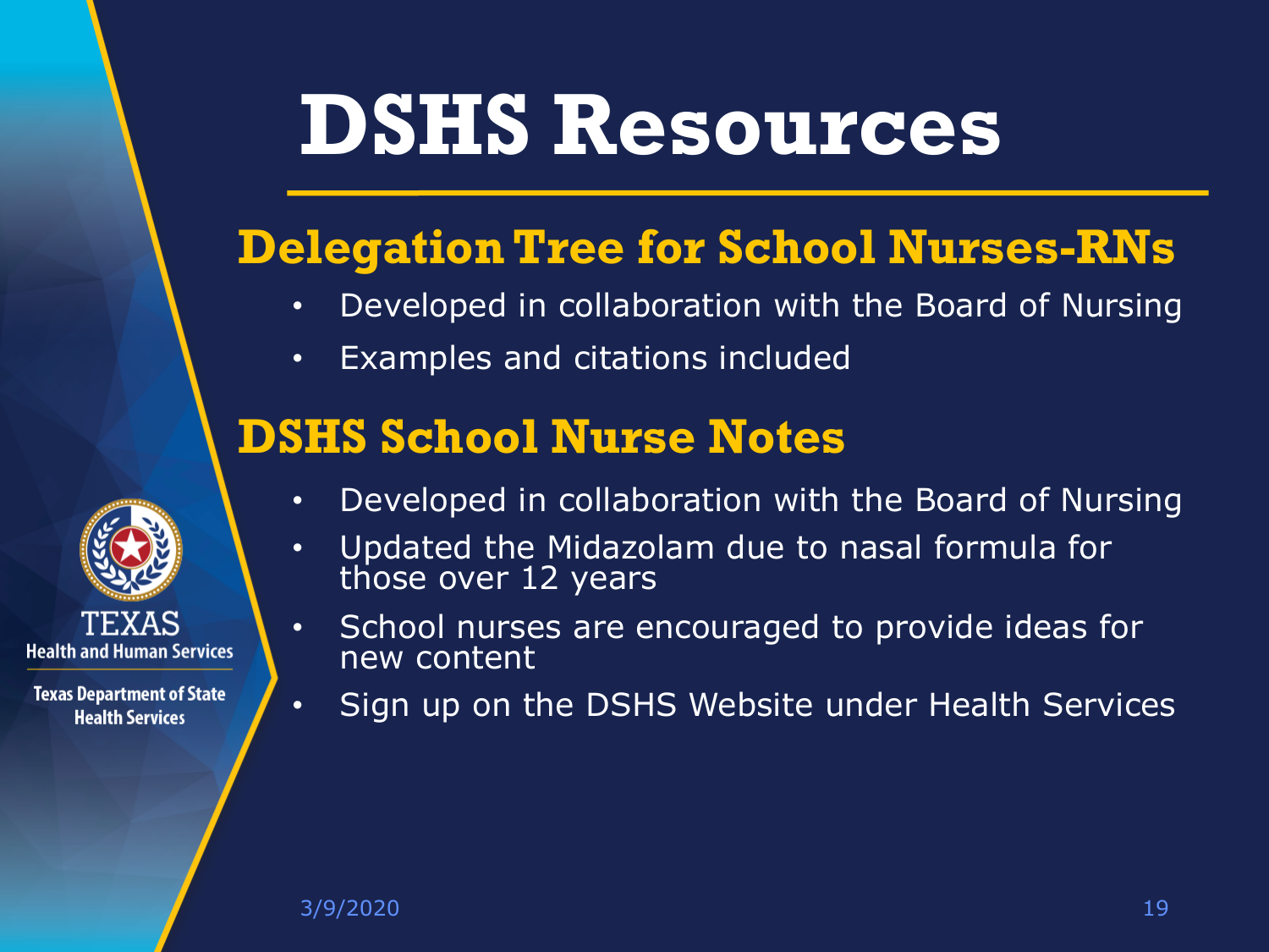# DSHS Resources

## Delegation Tree for School Nurses-RNs

- Developed in collaboration with the Board of Nursing
- Examples and citations included

## DSHS School Nurse Notes

- Developed in collaboration with the Board of Nursing
- Updated the Midazolam due to nasal formula for those over 12 years
- School nurses are encouraged to provide ideas for new content
- Sign up on the DSHS Website under Health Services

TEXAS
Health and Human Services

Texas Department of State Health Services

3/9/2020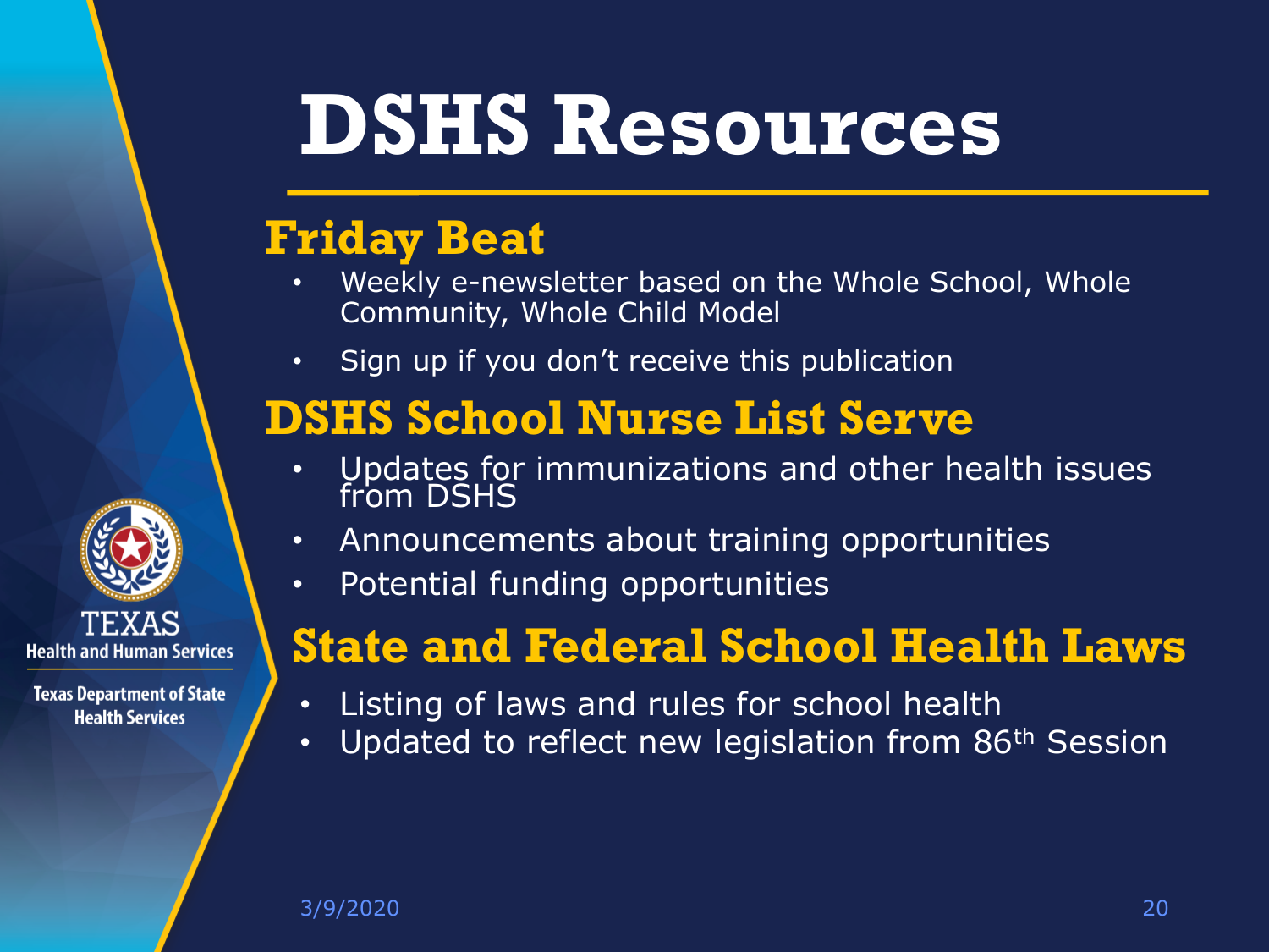# DSHS Resources

## Friday Beat

- Weekly e-newsletter based on the Whole School, Whole Community, Whole Child Model
- Sign up if you don't receive this publication

## DSHS School Nurse List Serve

- Updates for immunizations and other health issues from DSHS
- Announcements about training opportunities
- Potential funding opportunities

## State and Federal School Health Laws

- Listing of laws and rules for school health
- Updated to reflect new legislation from 86th Session

TEXAS Health and Human Services

Texas Department of State Health Services

3/9/2020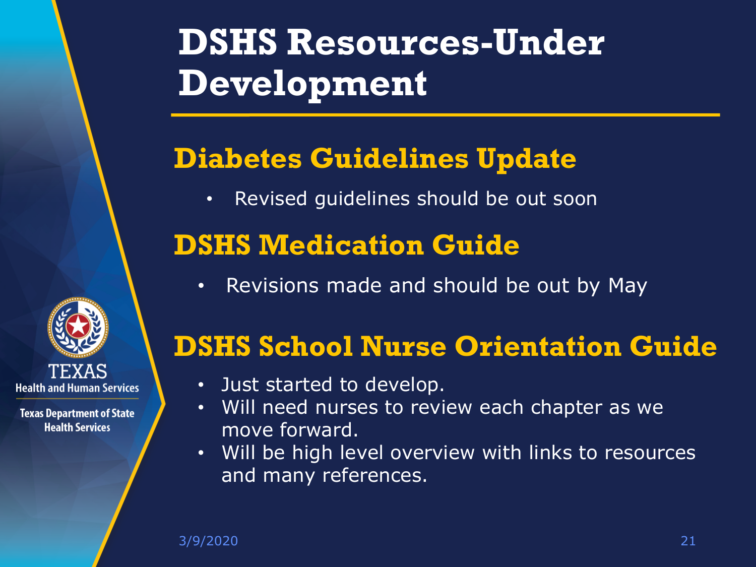# DSHS Resources-Under Development

## Diabetes Guidelines Update

- Revised guidelines should be out soon

## DSHS Medication Guide

- Revisions made and should be out by May

## DSHS School Nurse Orientation Guide

- Just started to develop.
- Will need nurses to review each chapter as we move forward.
- Will be high level overview with links to resources and many references.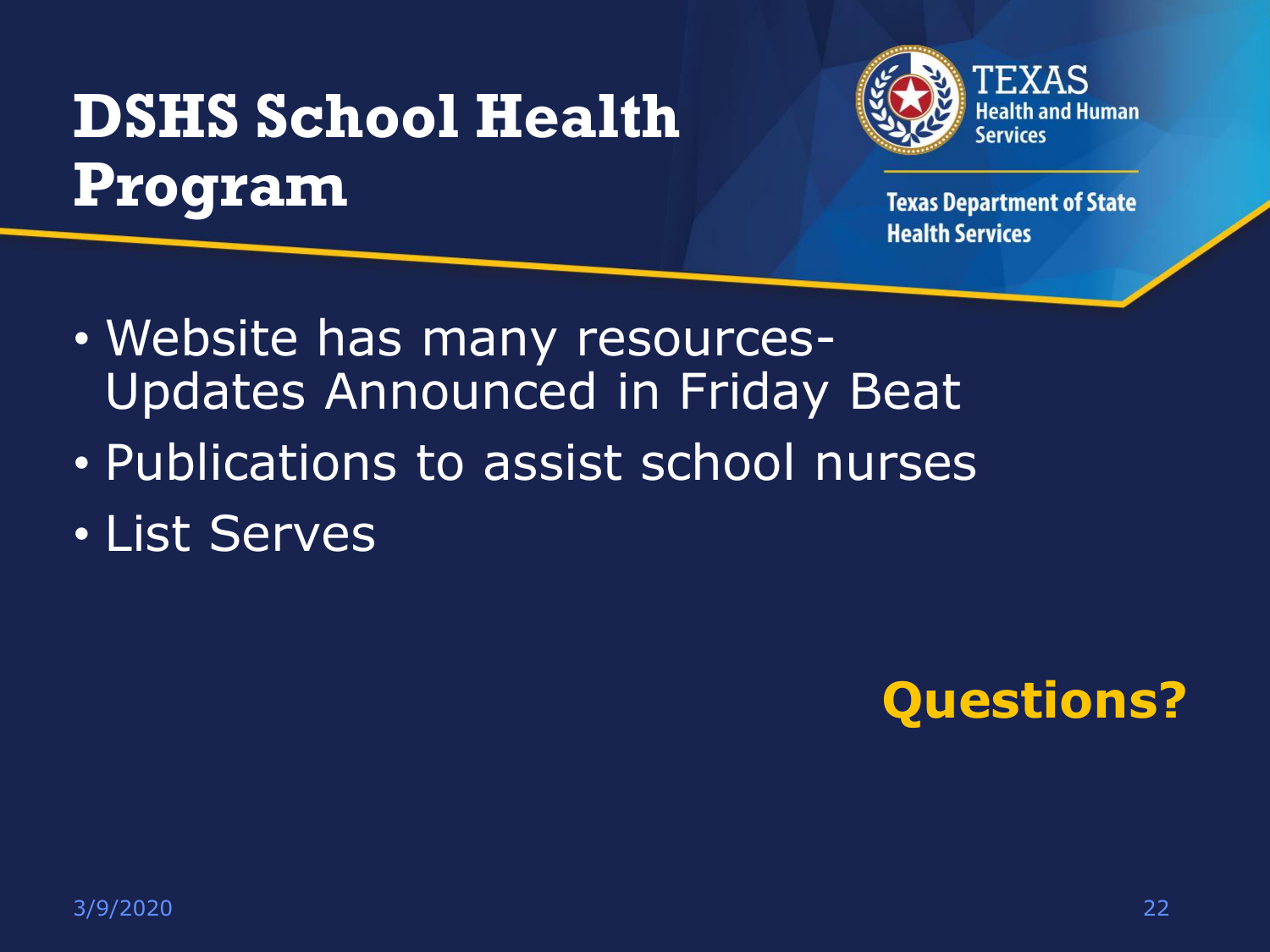# DSHS School Health Program

Texas Health and Human Services

Texas Department of State Health Services

- Website has many resources- Updates Announced in Friday Beat
- Publications to assist school nurses
- List Serves

**Questions?**

3/9/2020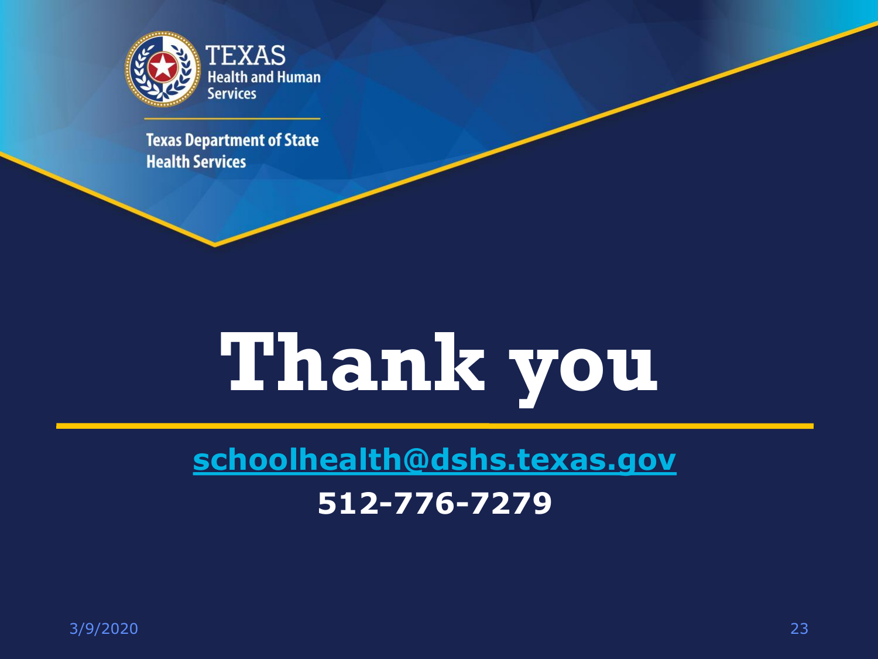TEXAS
Health and Human Services

Texas Department of State Health Services

# Thank you

schoolhealth@dshs.texas.gov

**512-776-7279**

3/9/2020